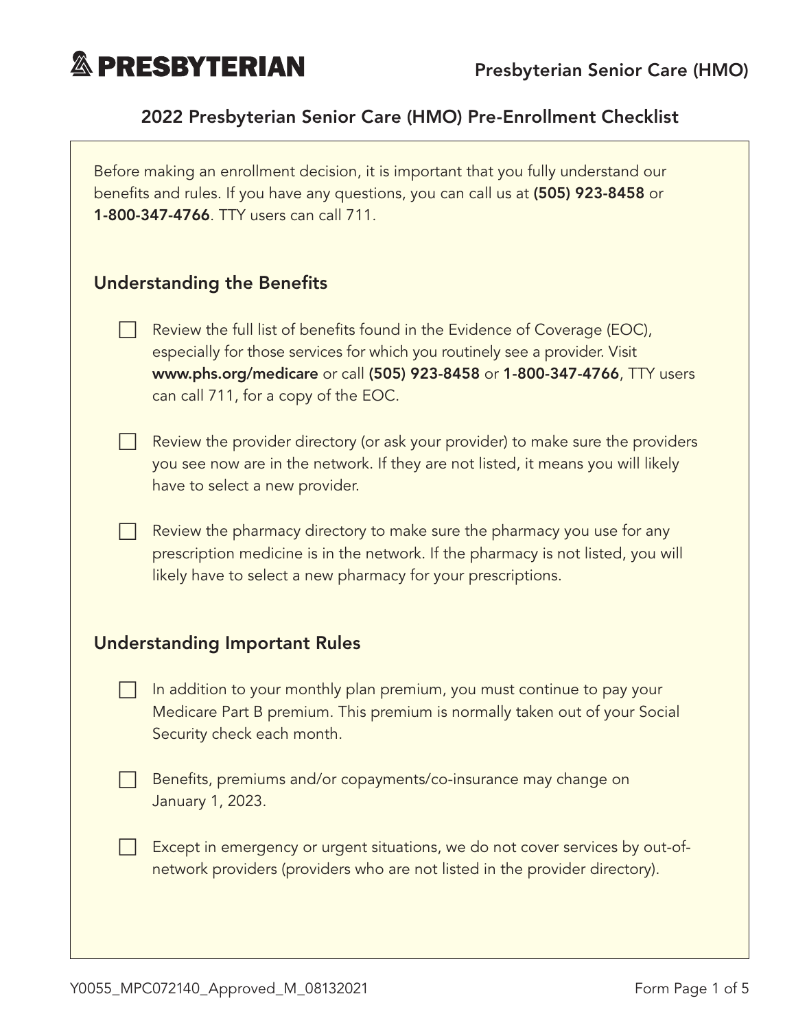**PRESBYTERIAN** Presbyterian Senior Care (HMO)

# 2022 Presbyterian Senior Care (HMO) Pre-Enrollment Checklist

Before making an enrollment decision, it is important that you fully understand our benefits and rules. If you have any questions, you can call us at **(505) 923-8458** or **1-800-347-4766**. TTY users can call 711.

## Understanding the Benefits

- ☐ Review the full list of benefits found in the Evidence of Coverage (EOC), especially for those services for which you routinely see a provider. Visit **www.phs.org/medicare** or call **(505) 923-8458** or **1-800-347-4766**, TTY users can call 711, for a copy of the EOC.
- ☐ Review the provider directory (or ask your provider) to make sure the providers you see now are in the network. If they are not listed, it means you will likely have to select a new provider.
- ☐ Review the pharmacy directory to make sure the pharmacy you use for any prescription medicine is in the network. If the pharmacy is not listed, you will likely have to select a new pharmacy for your prescriptions.

## Understanding Important Rules

- ☐ In addition to your monthly plan premium, you must continue to pay your Medicare Part B premium. This premium is normally taken out of your Social Security check each month.
- ☐ Benefits, premiums and/or copayments/co-insurance may change on January 1, 2023.
- ☐ Except in emergency or urgent situations, we do not cover services by out-of-network providers (providers who are not listed in the provider directory).

Y0055_MPC072140_Approved_M_08132021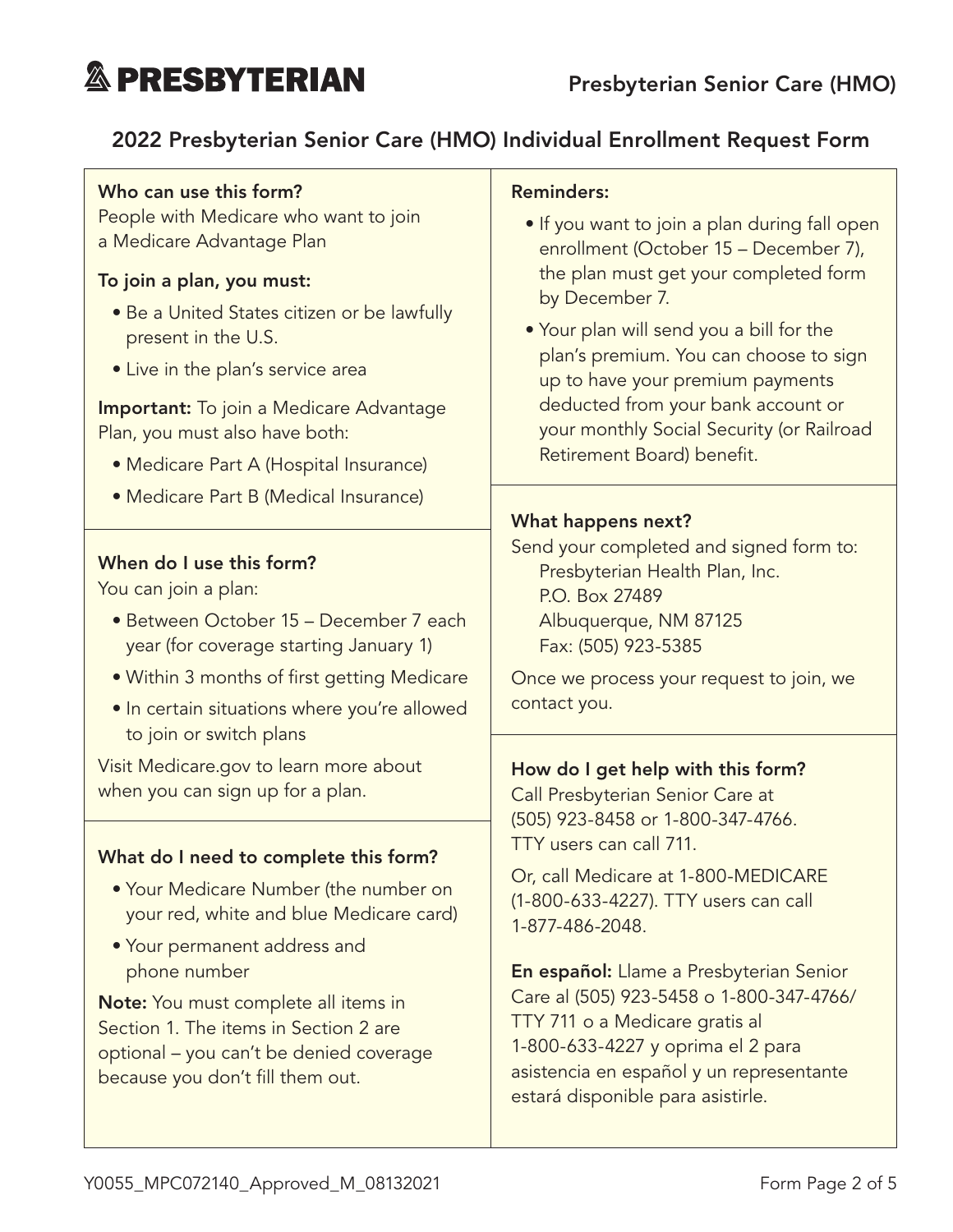# 2022 Presbyterian Senior Care (HMO) Individual Enrollment Request Form

**Who can use this form?**
People with Medicare who want to join a Medicare Advantage Plan

**To join a plan, you must:**

- Be a United States citizen or be lawfully present in the U.S.
- Live in the plan's service area

**Important:** To join a Medicare Advantage Plan, you must also have both:

- Medicare Part A (Hospital Insurance)
- Medicare Part B (Medical Insurance)

**When do I use this form?**
You can join a plan:

- Between October 15 – December 7 each year (for coverage starting January 1)
- Within 3 months of first getting Medicare
- In certain situations where you're allowed to join or switch plans

Visit Medicare.gov to learn more about when you can sign up for a plan.

**What do I need to complete this form?**

- Your Medicare Number (the number on your red, white and blue Medicare card)
- Your permanent address and phone number

**Note:** You must complete all items in Section 1. The items in Section 2 are optional – you can't be denied coverage because you don't fill them out.

**Reminders:**

- If you want to join a plan during fall open enrollment (October 15 – December 7), the plan must get your completed form by December 7.
- Your plan will send you a bill for the plan's premium. You can choose to sign up to have your premium payments deducted from your bank account or your monthly Social Security (or Railroad Retirement Board) benefit.

**What happens next?**
Send your completed and signed form to:

Presbyterian Health Plan, Inc.
P.O. Box 27489
Albuquerque, NM 87125
Fax: (505) 923-5385

Once we process your request to join, we contact you.

**How do I get help with this form?**
Call Presbyterian Senior Care at (505) 923-8458 or 1-800-347-4766. TTY users can call 711.

Or, call Medicare at 1-800-MEDICARE (1-800-633-4227). TTY users can call 1-877-486-2048.

**En español:** Llame a Presbyterian Senior Care al (505) 923-5458 o 1-800-347-4766/ TTY 711 o a Medicare gratis al 1-800-633-4227 y oprima el 2 para asistencia en español y un representante estará disponible para asistirle.

Y0055_MPC072140_Approved_M_08132021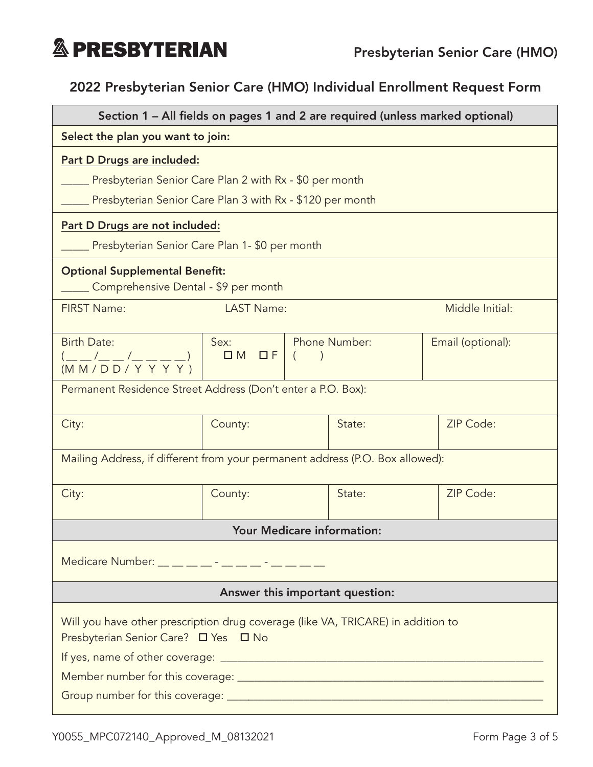**PRESBYTERIAN** — Presbyterian Senior Care (HMO)

## 2022 Presbyterian Senior Care (HMO) Individual Enrollment Request Form

**Section 1 – All fields on pages 1 and 2 are required (unless marked optional)**

**Select the plan you want to join:**

**Part D Drugs are included:**

_____ Presbyterian Senior Care Plan 2 with Rx - $0 per month

_____ Presbyterian Senior Care Plan 3 with Rx - $120 per month

**Part D Drugs are not included:**

_____ Presbyterian Senior Care Plan 1- $0 per month

**Optional Supplemental Benefit:**

_____ Comprehensive Dental - $9 per month

| FIRST Name: | LAST Name: | Middle Initial: |
|---|---|---|
| | | |

| Birth Date: (__ __/__ __/__ __ __ __) (M M / D D / Y Y Y Y ) | Sex: ☐ M ☐ F | Phone Number: (     ) | Email (optional): |
|---|---|---|---|

Permanent Residence Street Address (Don't enter a P.O. Box):

| City: | County: | State: | ZIP Code: |
|---|---|---|---|
| | | | |

Mailing Address, if different from your permanent address (P.O. Box allowed):

| City: | County: | State: | ZIP Code: |
|---|---|---|---|
| | | | |

**Your Medicare information:**

Medicare Number: __ __ __ __ - __ __ __ - __ __ __ __

**Answer this important question:**

Will you have other prescription drug coverage (like VA, TRICARE) in addition to Presbyterian Senior Care? ☐ Yes ☐ No

If yes, name of other coverage: ____________________________________________

Member number for this coverage: ____________________________________________

Group number for this coverage: ____________________________________________

Y0055_MPC072140_Approved_M_08132021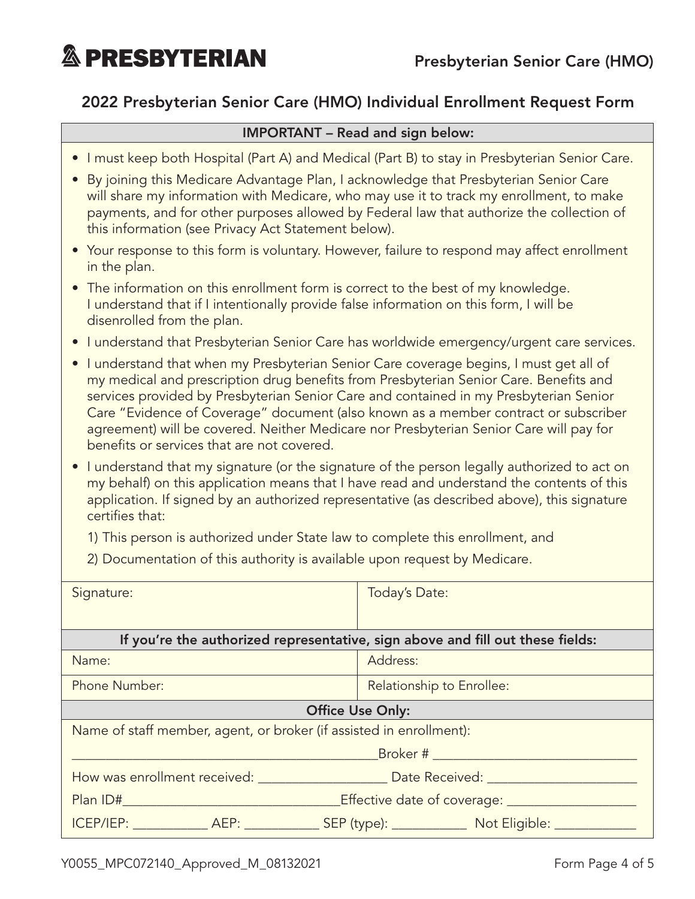# PRESBYTERIAN

Presbyterian Senior Care (HMO)

## 2022 Presbyterian Senior Care (HMO) Individual Enrollment Request Form

**IMPORTANT – Read and sign below:**

- I must keep both Hospital (Part A) and Medical (Part B) to stay in Presbyterian Senior Care.
- By joining this Medicare Advantage Plan, I acknowledge that Presbyterian Senior Care will share my information with Medicare, who may use it to track my enrollment, to make payments, and for other purposes allowed by Federal law that authorize the collection of this information (see Privacy Act Statement below).
- Your response to this form is voluntary. However, failure to respond may affect enrollment in the plan.
- The information on this enrollment form is correct to the best of my knowledge. I understand that if I intentionally provide false information on this form, I will be disenrolled from the plan.
- I understand that Presbyterian Senior Care has worldwide emergency/urgent care services.
- I understand that when my Presbyterian Senior Care coverage begins, I must get all of my medical and prescription drug benefits from Presbyterian Senior Care. Benefits and services provided by Presbyterian Senior Care and contained in my Presbyterian Senior Care "Evidence of Coverage" document (also known as a member contract or subscriber agreement) will be covered. Neither Medicare nor Presbyterian Senior Care will pay for benefits or services that are not covered.
- I understand that my signature (or the signature of the person legally authorized to act on my behalf) on this application means that I have read and understand the contents of this application. If signed by an authorized representative (as described above), this signature certifies that:

  1) This person is authorized under State law to complete this enrollment, and

  2) Documentation of this authority is available upon request by Medicare.

| Signature: | Today's Date: |
|---|---|
| **If you're the authorized representative, sign above and fill out these fields:** | |
| Name: | Address: |
| Phone Number: | Relationship to Enrollee: |

**Office Use Only:**

Name of staff member, agent, or broker (if assisted in enrollment):

____________________________________________ Broker # ______________________________

How was enrollment received: __________________ Date Received: ______________________

Plan ID#______________________________ Effective date of coverage: __________________

ICEP/IEP: ___________ AEP: ___________ SEP (type): ___________ Not Eligible: ____________

Y0055_MPC072140_Approved_M_08132021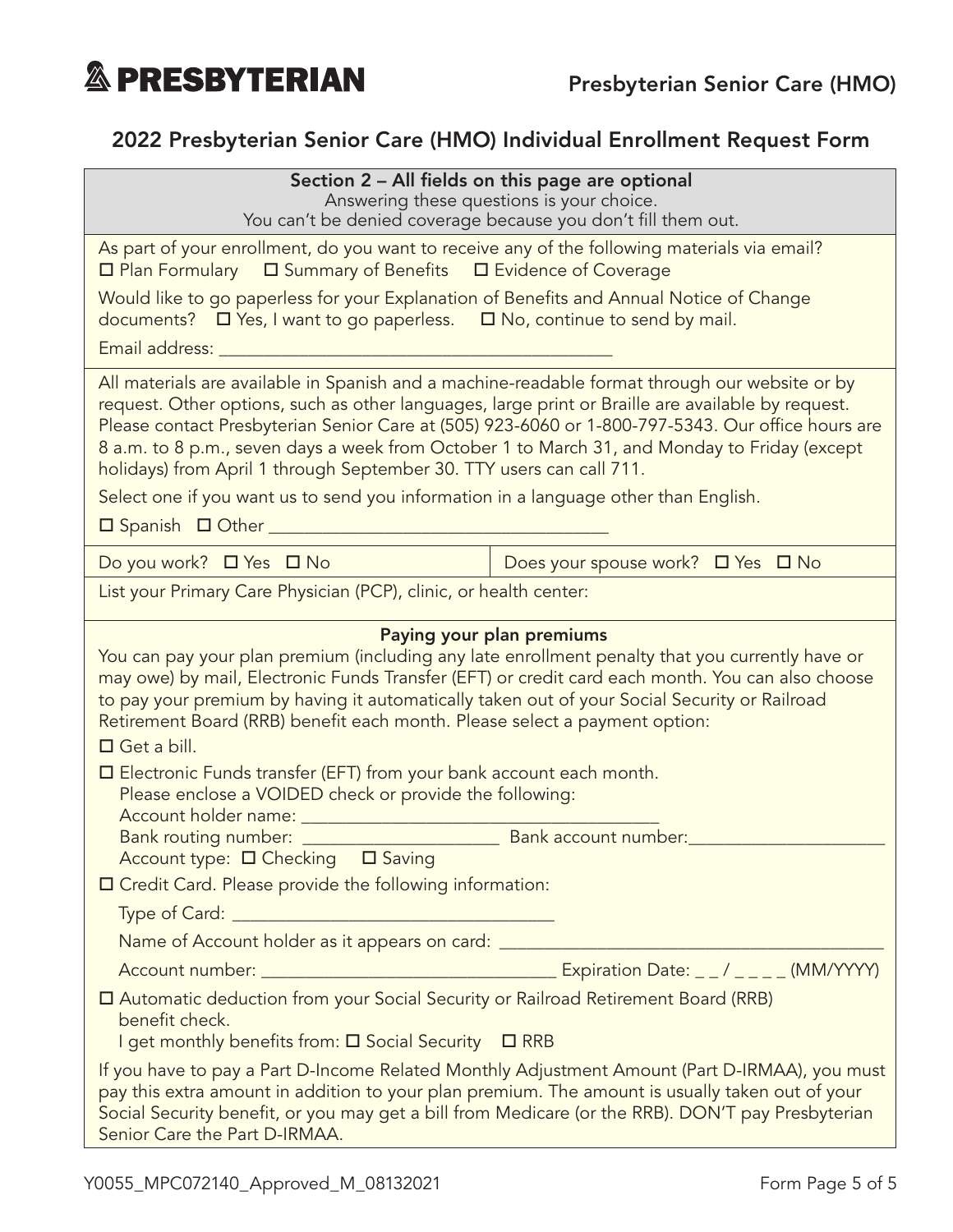**PRESBYTERIAN**

Presbyterian Senior Care (HMO)

## 2022 Presbyterian Senior Care (HMO) Individual Enrollment Request Form

### Section 2 – All fields on this page are optional

Answering these questions is your choice.
You can't be denied coverage because you don't fill them out.

As part of your enrollment, do you want to receive any of the following materials via email?
☐ Plan Formulary ☐ Summary of Benefits ☐ Evidence of Coverage

Would like to go paperless for your Explanation of Benefits and Annual Notice of Change documents? ☐ Yes, I want to go paperless. ☐ No, continue to send by mail.

Email address: ___________________________________________

All materials are available in Spanish and a machine-readable format through our website or by request. Other options, such as other languages, large print or Braille are available by request. Please contact Presbyterian Senior Care at (505) 923-6060 or 1-800-797-5343. Our office hours are 8 a.m. to 8 p.m., seven days a week from October 1 to March 31, and Monday to Friday (except holidays) from April 1 through September 30. TTY users can call 711.

Select one if you want us to send you information in a language other than English.

☐ Spanish ☐ Other ____________________________________

| | |
|---|---|
| Do you work? ☐ Yes ☐ No | Does your spouse work? ☐ Yes ☐ No |

List your Primary Care Physician (PCP), clinic, or health center:

### Paying your plan premiums

You can pay your plan premium (including any late enrollment penalty that you currently have or may owe) by mail, Electronic Funds Transfer (EFT) or credit card each month. You can also choose to pay your premium by having it automatically taken out of your Social Security or Railroad Retirement Board (RRB) benefit each month. Please select a payment option:

☐ Get a bill.

☐ Electronic Funds transfer (EFT) from your bank account each month.
Please enclose a VOIDED check or provide the following:
Account holder name: ______________________________________
Bank routing number: ______________________ Bank account number: ______________________
Account type: ☐ Checking ☐ Saving

☐ Credit Card. Please provide the following information:

Type of Card: __________________________________

Name of Account holder as it appears on card: __________________________________________

Account number: _________________________________ Expiration Date: _ _ / _ _ _ _ (MM/YYYY)

☐ Automatic deduction from your Social Security or Railroad Retirement Board (RRB) benefit check.
I get monthly benefits from: ☐ Social Security ☐ RRB

If you have to pay a Part D-Income Related Monthly Adjustment Amount (Part D-IRMAA), you must pay this extra amount in addition to your plan premium. The amount is usually taken out of your Social Security benefit, or you may get a bill from Medicare (or the RRB). DON'T pay Presbyterian Senior Care the Part D-IRMAA.

Y0055_MPC072140_Approved_M_08132021